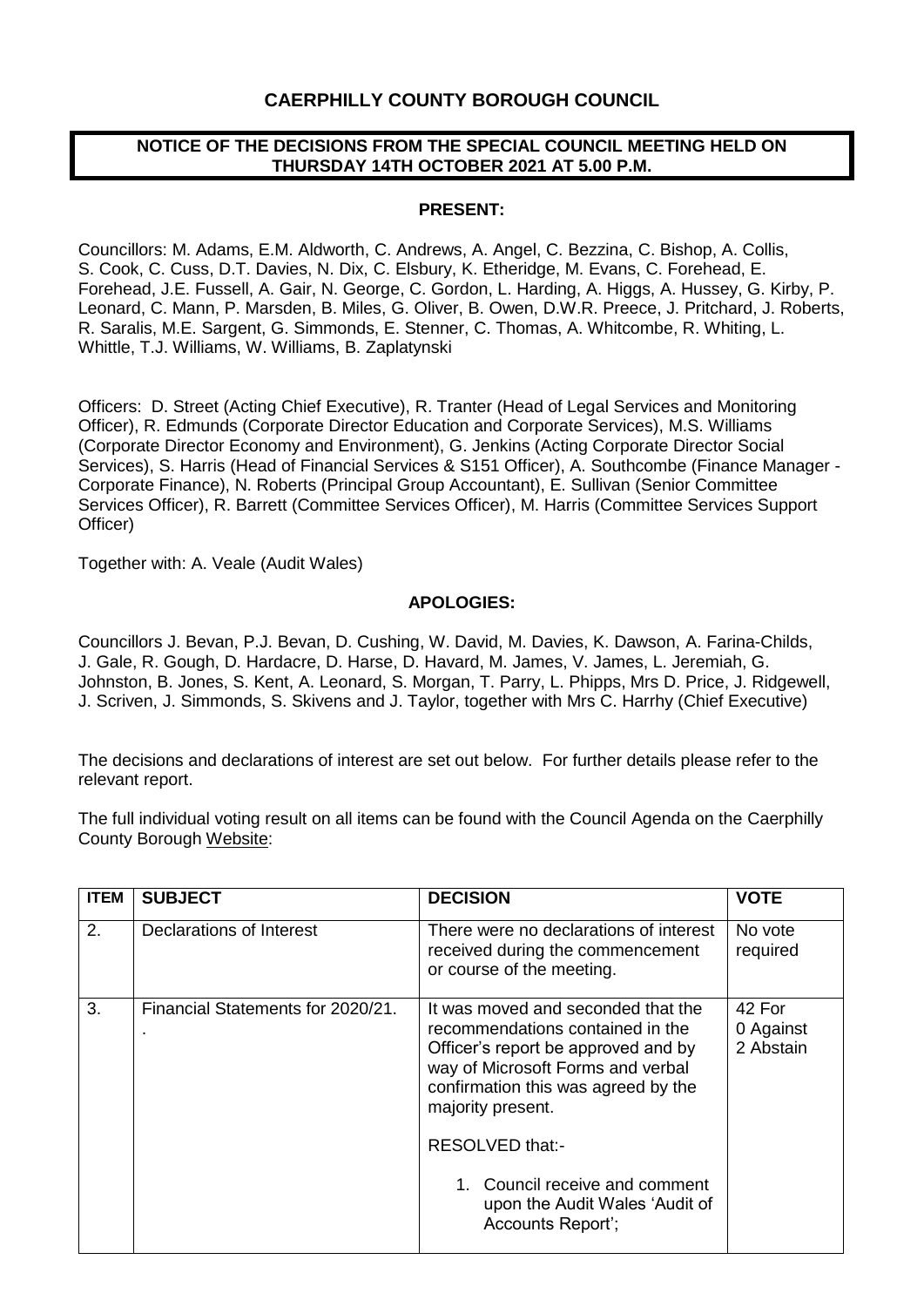# CAERPHILLY COUNTY BOROUGH COUNCIL

## NOTICE OF THE DECISIONS FROM THE SPECIAL COUNCIL MEETING HELD ON THURSDAY 14TH OCTOBER 2021 AT 5.00 P.M.

**PRESENT:**

Councillors: M. Adams, E.M. Aldworth, C. Andrews, A. Angel, C. Bezzina, C. Bishop, A. Collis, S. Cook, C. Cuss, D.T. Davies, N. Dix, C. Elsbury, K. Etheridge, M. Evans, C. Forehead, E. Forehead, J.E. Fussell, A. Gair, N. George, C. Gordon, L. Harding, A. Higgs, A. Hussey, G. Kirby, P. Leonard, C. Mann, P. Marsden, B. Miles, G. Oliver, B. Owen, D.W.R. Preece, J. Pritchard, J. Roberts, R. Saralis, M.E. Sargent, G. Simmonds, E. Stenner, C. Thomas, A. Whitcombe, R. Whiting, L. Whittle, T.J. Williams, W. Williams, B. Zaplatynski

Officers: D. Street (Acting Chief Executive), R. Tranter (Head of Legal Services and Monitoring Officer), R. Edmunds (Corporate Director Education and Corporate Services), M.S. Williams (Corporate Director Economy and Environment), G. Jenkins (Acting Corporate Director Social Services), S. Harris (Head of Financial Services & S151 Officer), A. Southcombe (Finance Manager - Corporate Finance), N. Roberts (Principal Group Accountant), E. Sullivan (Senior Committee Services Officer), R. Barrett (Committee Services Officer), M. Harris (Committee Services Support Officer)

Together with: A. Veale (Audit Wales)

**APOLOGIES:**

Councillors J. Bevan, P.J. Bevan, D. Cushing, W. David, M. Davies, K. Dawson, A. Farina-Childs, J. Gale, R. Gough, D. Hardacre, D. Harse, D. Havard, M. James, V. James, L. Jeremiah, G. Johnston, B. Jones, S. Kent, A. Leonard, S. Morgan, T. Parry, L. Phipps, Mrs D. Price, J. Ridgewell, J. Scriven, J. Simmonds, S. Skivens and J. Taylor, together with Mrs C. Harrhy (Chief Executive)

The decisions and declarations of interest are set out below. For further details please refer to the relevant report.

The full individual voting result on all items can be found with the Council Agenda on the Caerphilly County Borough Website:

| ITEM | SUBJECT | DECISION | VOTE |
|---|---|---|---|
| 2. | Declarations of Interest | There were no declarations of interest received during the commencement or course of the meeting. | No vote required |
| 3. | Financial Statements for 2020/21. . | It was moved and seconded that the recommendations contained in the Officer's report be approved and by way of Microsoft Forms and verbal confirmation this was agreed by the majority present.<br><br>RESOLVED that:-<br><br>1. Council receive and comment upon the Audit Wales 'Audit of Accounts Report'; | 42 For<br>0 Against<br>2 Abstain |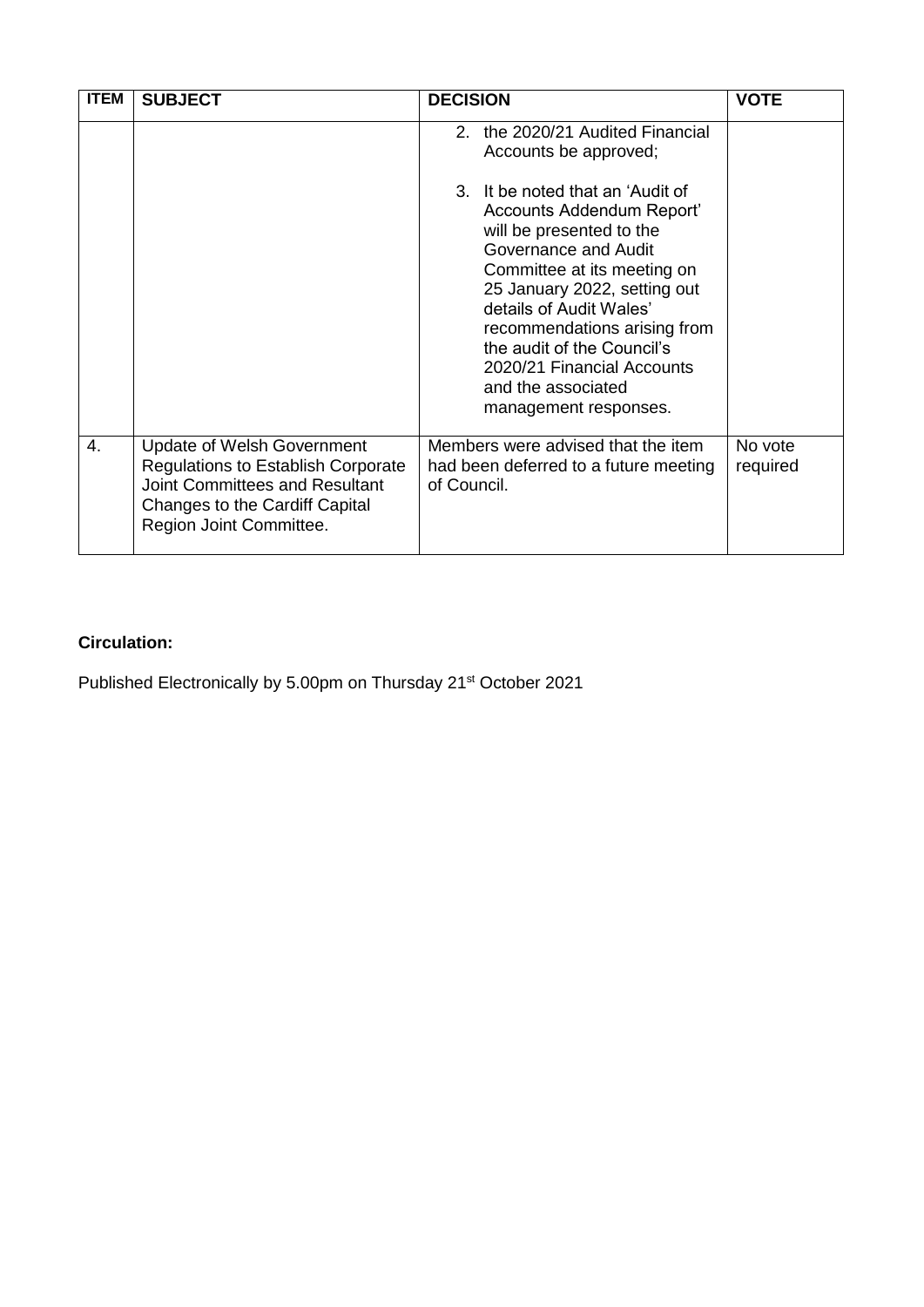| ITEM | SUBJECT | DECISION | VOTE |
|---|---|---|---|
| | | 2. the 2020/21 Audited Financial Accounts be approved;<br><br>3. It be noted that an 'Audit of Accounts Addendum Report' will be presented to the Governance and Audit Committee at its meeting on 25 January 2022, setting out details of Audit Wales' recommendations arising from the audit of the Council's 2020/21 Financial Accounts and the associated management responses. | |
| 4. | Update of Welsh Government Regulations to Establish Corporate Joint Committees and Resultant Changes to the Cardiff Capital Region Joint Committee. | Members were advised that the item had been deferred to a future meeting of Council. | No vote required |

**Circulation:**

Published Electronically by 5.00pm on Thursday 21st October 2021